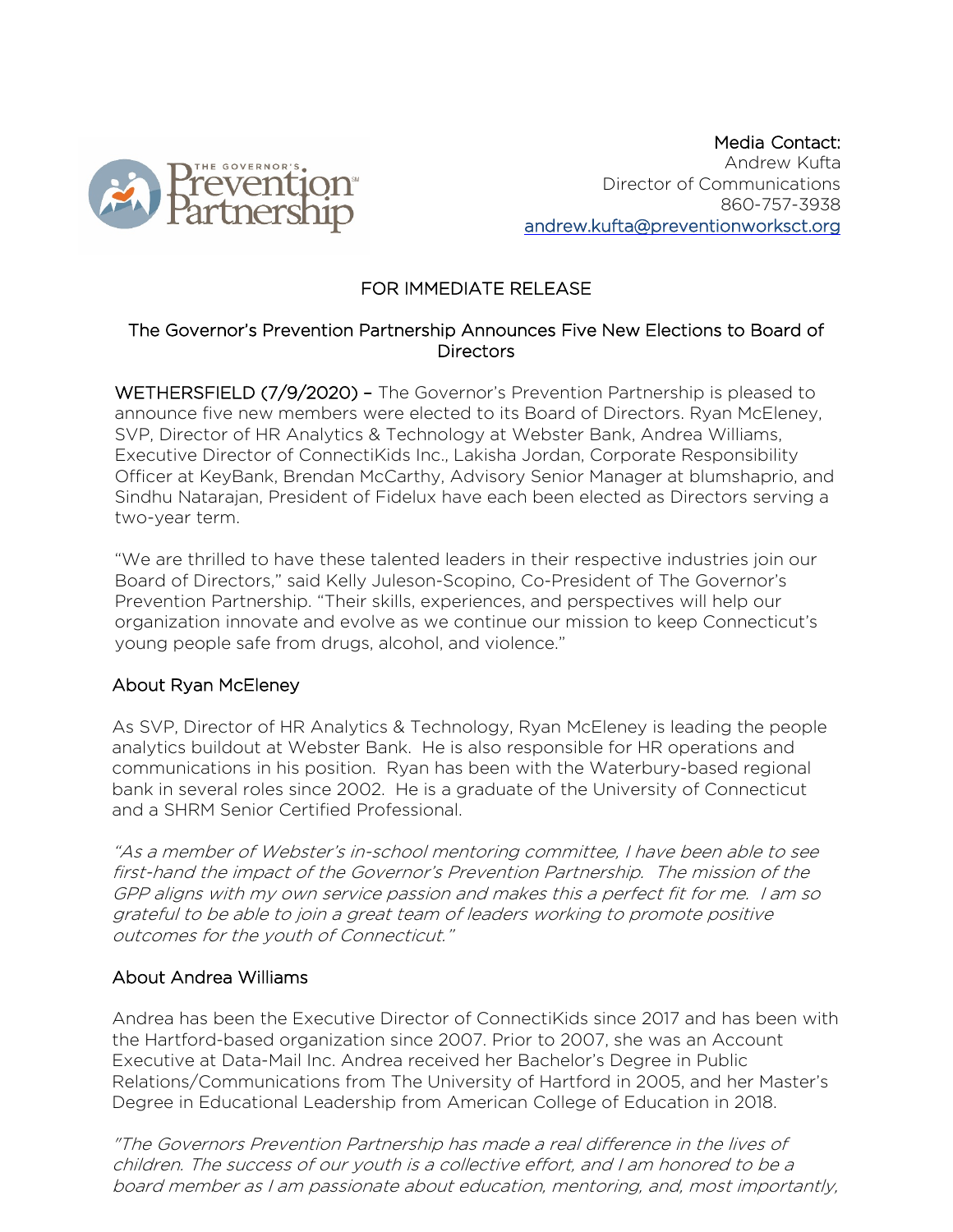The Governor's Prevention Partnership

Media Contact:
Andrew Kufta
Director of Communications
860-757-3938
andrew.kufta@preventionworksct.org

FOR IMMEDIATE RELEASE

## The Governor's Prevention Partnership Announces Five New Elections to Board of Directors

WETHERSFIELD (7/9/2020) – The Governor's Prevention Partnership is pleased to announce five new members were elected to its Board of Directors. Ryan McEleney, SVP, Director of HR Analytics & Technology at Webster Bank, Andrea Williams, Executive Director of ConnectiKids Inc., Lakisha Jordan, Corporate Responsibility Officer at KeyBank, Brendan McCarthy, Advisory Senior Manager at blumshaprio, and Sindhu Natarajan, President of Fidelux have each been elected as Directors serving a two-year term.

"We are thrilled to have these talented leaders in their respective industries join our Board of Directors," said Kelly Juleson-Scopino, Co-President of The Governor's Prevention Partnership. "Their skills, experiences, and perspectives will help our organization innovate and evolve as we continue our mission to keep Connecticut's young people safe from drugs, alcohol, and violence."

### About Ryan McEleney

As SVP, Director of HR Analytics & Technology, Ryan McEleney is leading the people analytics buildout at Webster Bank. He is also responsible for HR operations and communications in his position. Ryan has been with the Waterbury-based regional bank in several roles since 2002. He is a graduate of the University of Connecticut and a SHRM Senior Certified Professional.

*"As a member of Webster's in-school mentoring committee, I have been able to see first-hand the impact of the Governor's Prevention Partnership. The mission of the GPP aligns with my own service passion and makes this a perfect fit for me. I am so grateful to be able to join a great team of leaders working to promote positive outcomes for the youth of Connecticut."*

### About Andrea Williams

Andrea has been the Executive Director of ConnectiKids since 2017 and has been with the Hartford-based organization since 2007. Prior to 2007, she was an Account Executive at Data-Mail Inc. Andrea received her Bachelor's Degree in Public Relations/Communications from The University of Hartford in 2005, and her Master's Degree in Educational Leadership from American College of Education in 2018.

*"The Governors Prevention Partnership has made a real difference in the lives of children. The success of our youth is a collective effort, and I am honored to be a board member as I am passionate about education, mentoring, and, most importantly,*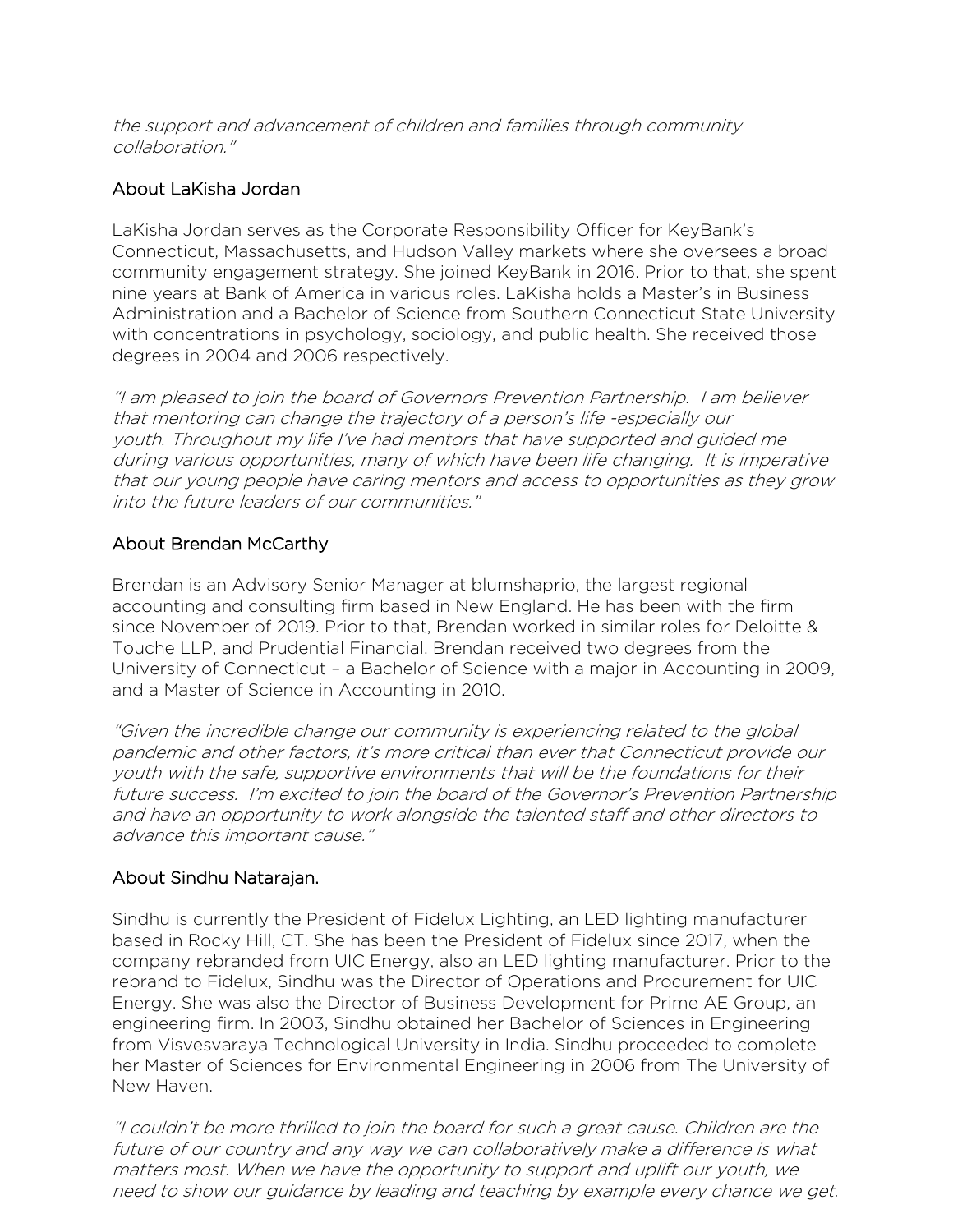*the support and advancement of children and families through community collaboration."*

## About LaKisha Jordan

LaKisha Jordan serves as the Corporate Responsibility Officer for KeyBank's Connecticut, Massachusetts, and Hudson Valley markets where she oversees a broad community engagement strategy. She joined KeyBank in 2016. Prior to that, she spent nine years at Bank of America in various roles. LaKisha holds a Master's in Business Administration and a Bachelor of Science from Southern Connecticut State University with concentrations in psychology, sociology, and public health. She received those degrees in 2004 and 2006 respectively.

*"I am pleased to join the board of Governors Prevention Partnership. I am believer that mentoring can change the trajectory of a person's life -especially our youth. Throughout my life I've had mentors that have supported and guided me during various opportunities, many of which have been life changing. It is imperative that our young people have caring mentors and access to opportunities as they grow into the future leaders of our communities."*

## About Brendan McCarthy

Brendan is an Advisory Senior Manager at blumshaprio, the largest regional accounting and consulting firm based in New England. He has been with the firm since November of 2019. Prior to that, Brendan worked in similar roles for Deloitte & Touche LLP, and Prudential Financial. Brendan received two degrees from the University of Connecticut – a Bachelor of Science with a major in Accounting in 2009, and a Master of Science in Accounting in 2010.

*"Given the incredible change our community is experiencing related to the global pandemic and other factors, it's more critical than ever that Connecticut provide our youth with the safe, supportive environments that will be the foundations for their future success. I'm excited to join the board of the Governor's Prevention Partnership and have an opportunity to work alongside the talented staff and other directors to advance this important cause."*

## About Sindhu Natarajan.

Sindhu is currently the President of Fidelux Lighting, an LED lighting manufacturer based in Rocky Hill, CT. She has been the President of Fidelux since 2017, when the company rebranded from UIC Energy, also an LED lighting manufacturer. Prior to the rebrand to Fidelux, Sindhu was the Director of Operations and Procurement for UIC Energy. She was also the Director of Business Development for Prime AE Group, an engineering firm. In 2003, Sindhu obtained her Bachelor of Sciences in Engineering from Visvesvaraya Technological University in India. Sindhu proceeded to complete her Master of Sciences for Environmental Engineering in 2006 from The University of New Haven.

*"I couldn't be more thrilled to join the board for such a great cause. Children are the future of our country and any way we can collaboratively make a difference is what matters most. When we have the opportunity to support and uplift our youth, we need to show our guidance by leading and teaching by example every chance we get.*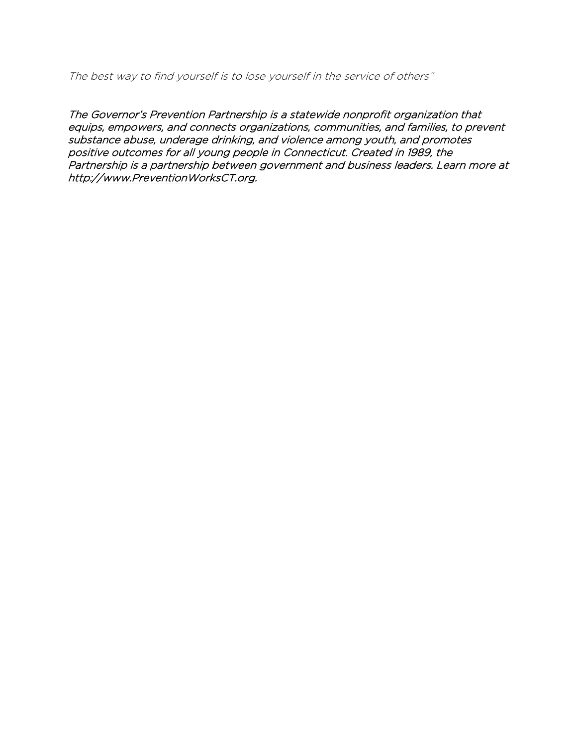*The best way to find yourself is to lose yourself in the service of others"*

*The Governor's Prevention Partnership is a statewide nonprofit organization that equips, empowers, and connects organizations, communities, and families, to prevent substance abuse, underage drinking, and violence among youth, and promotes positive outcomes for all young people in Connecticut. Created in 1989, the Partnership is a partnership between government and business leaders. Learn more at [http://www.PreventionWorksCT.org](http://www.PreventionWorksCT.org).*